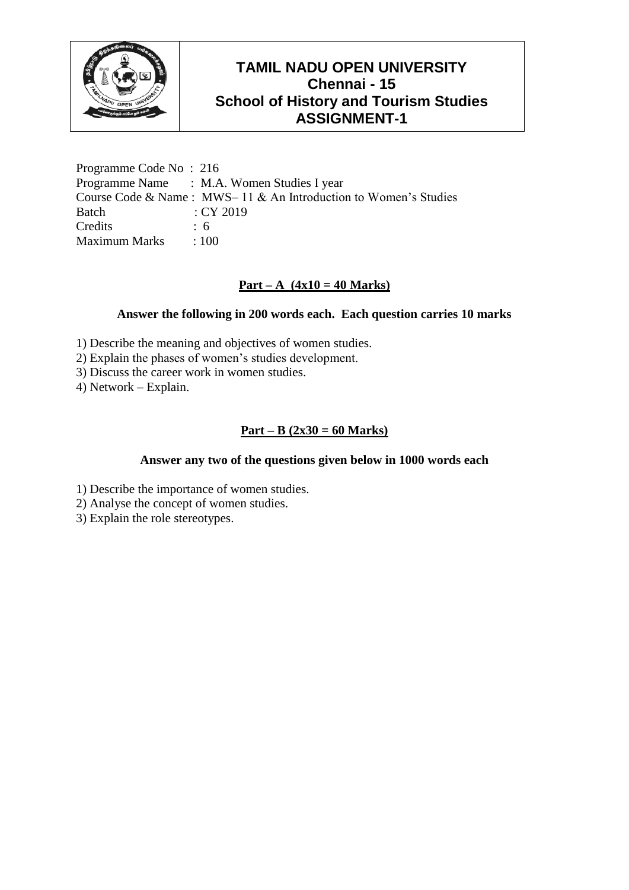# TAMIL NADU OPEN UNIVERSITY
## Chennai - 15
## School of History and Tourism Studies
## ASSIGNMENT-1

Programme Code No : 216
Programme Name : M.A. Women Studies I year
Course Code & Name : MWS– 11 & An Introduction to Women's Studies
Batch : CY 2019
Credits : 6
Maximum Marks : 100

### Part – A (4x10 = 40 Marks)

**Answer the following in 200 words each. Each question carries 10 marks**

1) Describe the meaning and objectives of women studies.
2) Explain the phases of women's studies development.
3) Discuss the career work in women studies.
4) Network – Explain.

### Part – B (2x30 = 60 Marks)

**Answer any two of the questions given below in 1000 words each**

1) Describe the importance of women studies.
2) Analyse the concept of women studies.
3) Explain the role stereotypes.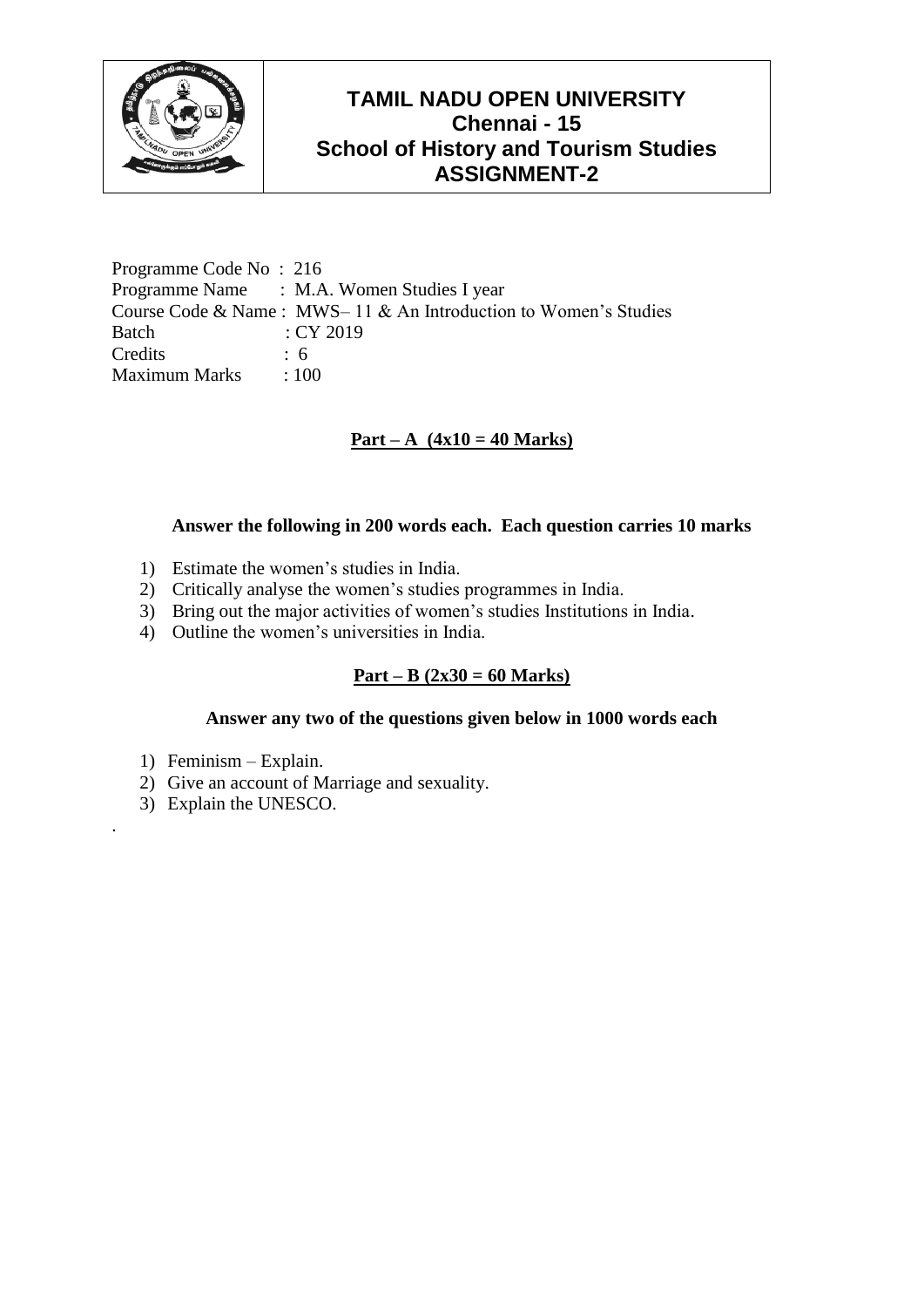# TAMIL NADU OPEN UNIVERSITY
## Chennai - 15
## School of History and Tourism Studies
## ASSIGNMENT-2

Programme Code No : 216
Programme Name : M.A. Women Studies I year
Course Code & Name : MWS– 11 & An Introduction to Women's Studies
Batch : CY 2019
Credits : 6
Maximum Marks : 100

### Part – A (4x10 = 40 Marks)

**Answer the following in 200 words each. Each question carries 10 marks**

1) Estimate the women's studies in India.
2) Critically analyse the women's studies programmes in India.
3) Bring out the major activities of women's studies Institutions in India.
4) Outline the women's universities in India.

### Part – B (2x30 = 60 Marks)

**Answer any two of the questions given below in 1000 words each**

1) Feminism – Explain.
2) Give an account of Marriage and sexuality.
3) Explain the UNESCO.

.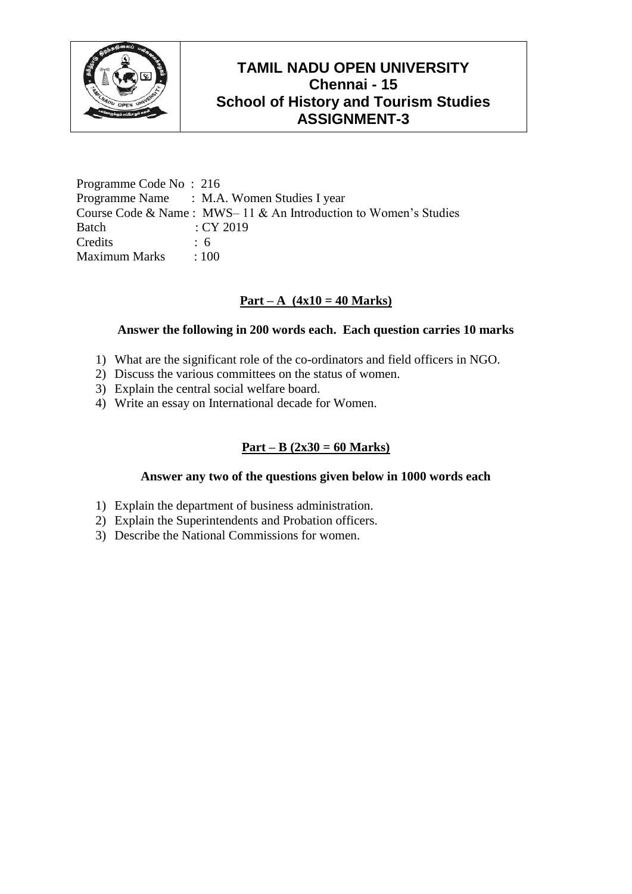# TAMIL NADU OPEN UNIVERSITY
## Chennai - 15
## School of History and Tourism Studies
## ASSIGNMENT-3

Programme Code No : 216
Programme Name : M.A. Women Studies I year
Course Code & Name : MWS– 11 & An Introduction to Women's Studies
Batch : CY 2019
Credits : 6
Maximum Marks : 100

### Part – A (4x10 = 40 Marks)

**Answer the following in 200 words each. Each question carries 10 marks**

1) What are the significant role of the co-ordinators and field officers in NGO.
2) Discuss the various committees on the status of women.
3) Explain the central social welfare board.
4) Write an essay on International decade for Women.

### Part – B (2x30 = 60 Marks)

**Answer any two of the questions given below in 1000 words each**

1) Explain the department of business administration.
2) Explain the Superintendents and Probation officers.
3) Describe the National Commissions for women.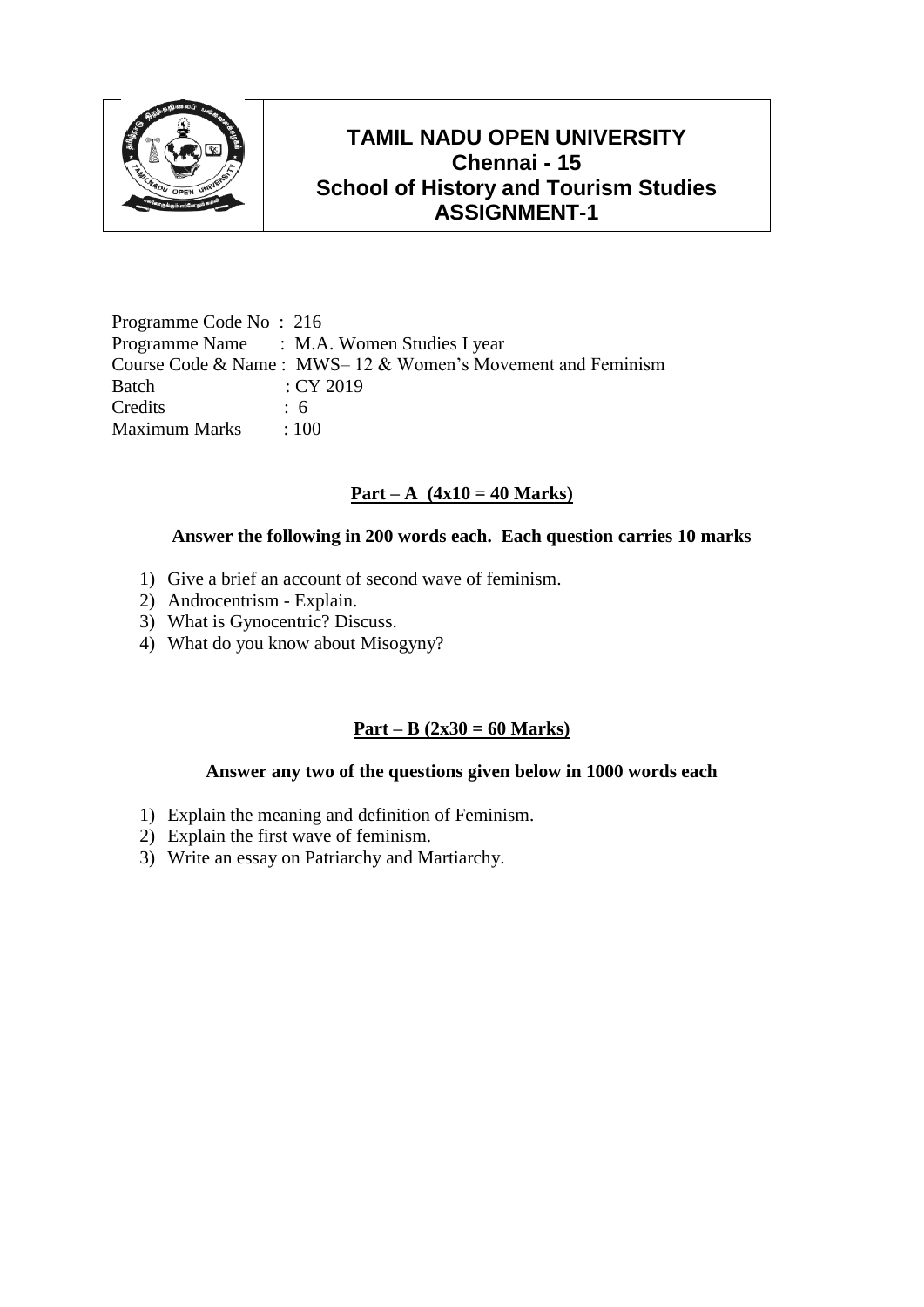# TAMIL NADU OPEN UNIVERSITY
## Chennai - 15
## School of History and Tourism Studies
## ASSIGNMENT-1

Programme Code No : 216
Programme Name : M.A. Women Studies I year
Course Code & Name : MWS– 12 & Women's Movement and Feminism
Batch : CY 2019
Credits : 6
Maximum Marks : 100

### Part – A (4x10 = 40 Marks)

**Answer the following in 200 words each. Each question carries 10 marks**

1) Give a brief an account of second wave of feminism.
2) Androcentrism - Explain.
3) What is Gynocentric? Discuss.
4) What do you know about Misogyny?

### Part – B (2x30 = 60 Marks)

**Answer any two of the questions given below in 1000 words each**

1) Explain the meaning and definition of Feminism.
2) Explain the first wave of feminism.
3) Write an essay on Patriarchy and Martiarchy.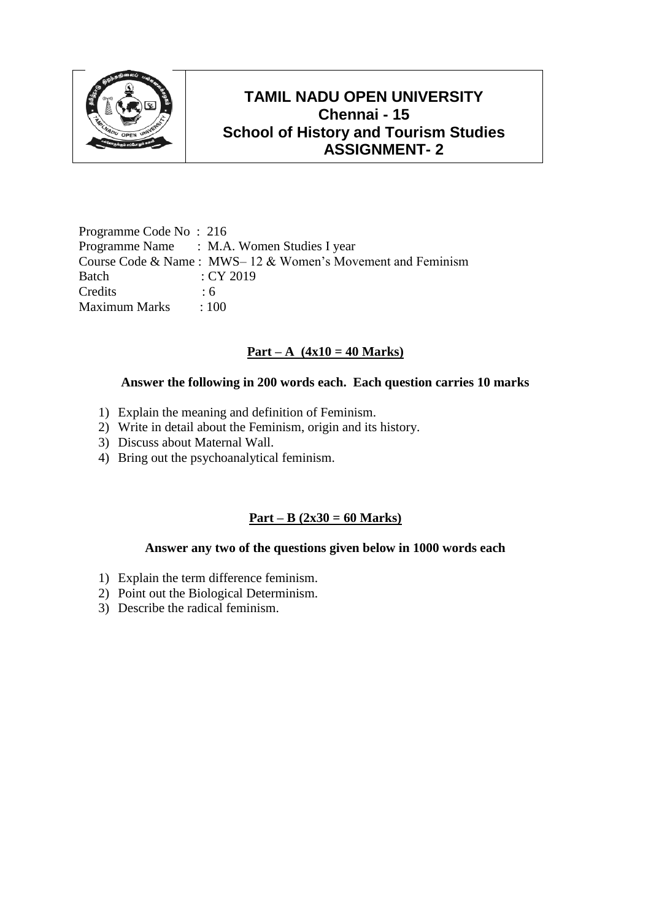# TAMIL NADU OPEN UNIVERSITY
## Chennai - 15
## School of History and Tourism Studies
## ASSIGNMENT- 2

Programme Code No : 216
Programme Name : M.A. Women Studies I year
Course Code & Name : MWS– 12 & Women's Movement and Feminism
Batch : CY 2019
Credits : 6
Maximum Marks : 100

### Part – A (4x10 = 40 Marks)

**Answer the following in 200 words each. Each question carries 10 marks**

1) Explain the meaning and definition of Feminism.
2) Write in detail about the Feminism, origin and its history.
3) Discuss about Maternal Wall.
4) Bring out the psychoanalytical feminism.

### Part – B (2x30 = 60 Marks)

**Answer any two of the questions given below in 1000 words each**

1) Explain the term difference feminism.
2) Point out the Biological Determinism.
3) Describe the radical feminism.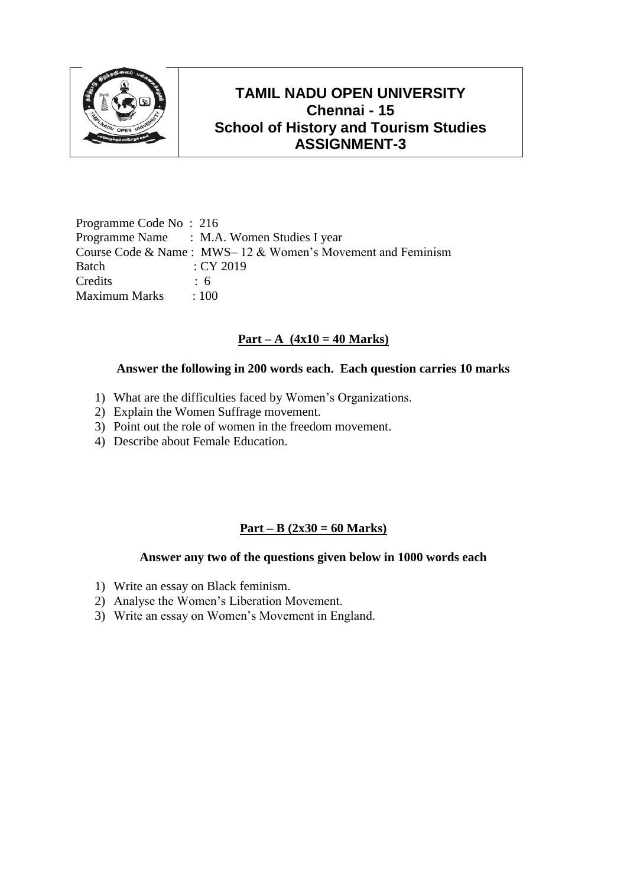# TAMIL NADU OPEN UNIVERSITY
## Chennai - 15
## School of History and Tourism Studies
## ASSIGNMENT-3

Programme Code No : 216
Programme Name : M.A. Women Studies I year
Course Code & Name : MWS– 12 & Women's Movement and Feminism
Batch : CY 2019
Credits : 6
Maximum Marks : 100

**Part – A (4x10 = 40 Marks)**

**Answer the following in 200 words each. Each question carries 10 marks**

1) What are the difficulties faced by Women's Organizations.
2) Explain the Women Suffrage movement.
3) Point out the role of women in the freedom movement.
4) Describe about Female Education.

**Part – B (2x30 = 60 Marks)**

**Answer any two of the questions given below in 1000 words each**

1) Write an essay on Black feminism.
2) Analyse the Women's Liberation Movement.
3) Write an essay on Women's Movement in England.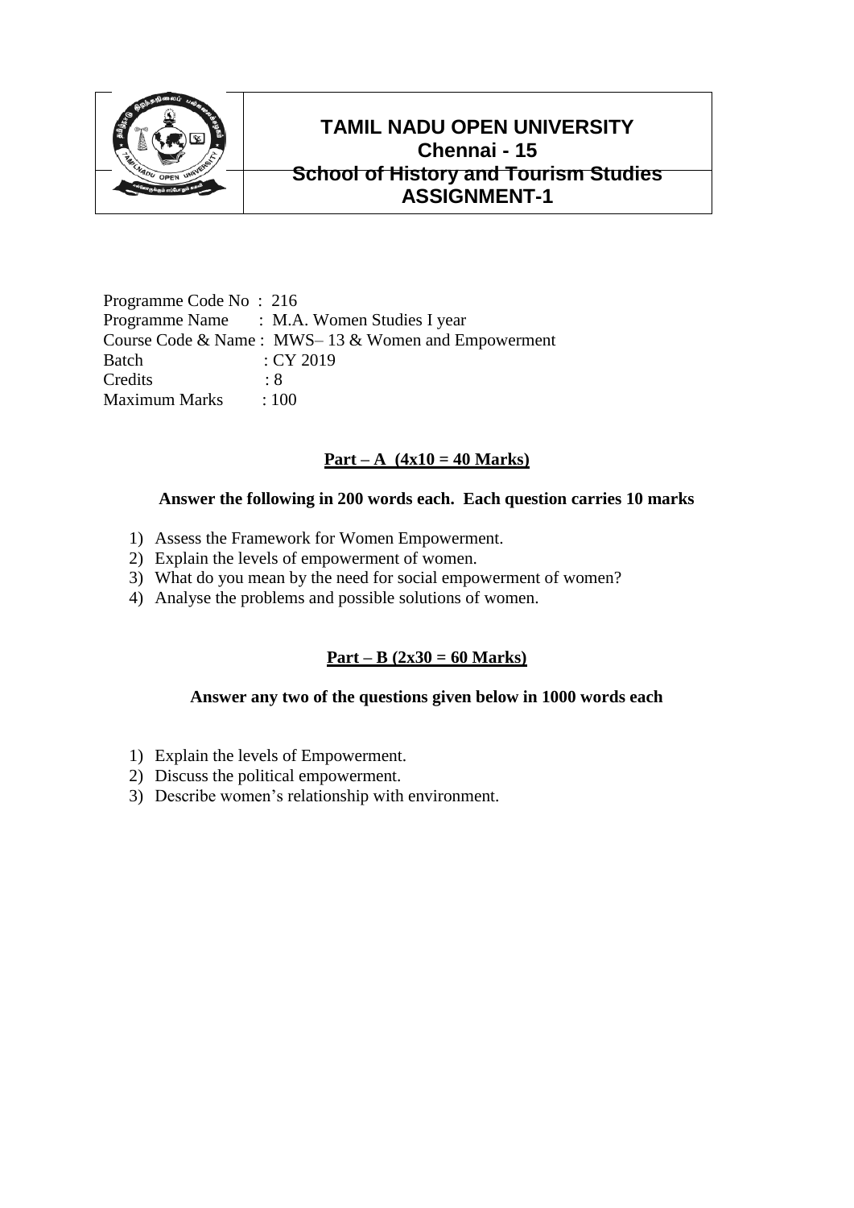# TAMIL NADU OPEN UNIVERSITY
## Chennai - 15
## School of History and Tourism Studies
## ASSIGNMENT-1

Programme Code No : 216
Programme Name : M.A. Women Studies I year
Course Code & Name : MWS– 13 & Women and Empowerment
Batch : CY 2019
Credits : 8
Maximum Marks : 100

**Part – A (4x10 = 40 Marks)**

**Answer the following in 200 words each. Each question carries 10 marks**

1) Assess the Framework for Women Empowerment.
2) Explain the levels of empowerment of women.
3) What do you mean by the need for social empowerment of women?
4) Analyse the problems and possible solutions of women.

**Part – B (2x30 = 60 Marks)**

**Answer any two of the questions given below in 1000 words each**

1) Explain the levels of Empowerment.
2) Discuss the political empowerment.
3) Describe women's relationship with environment.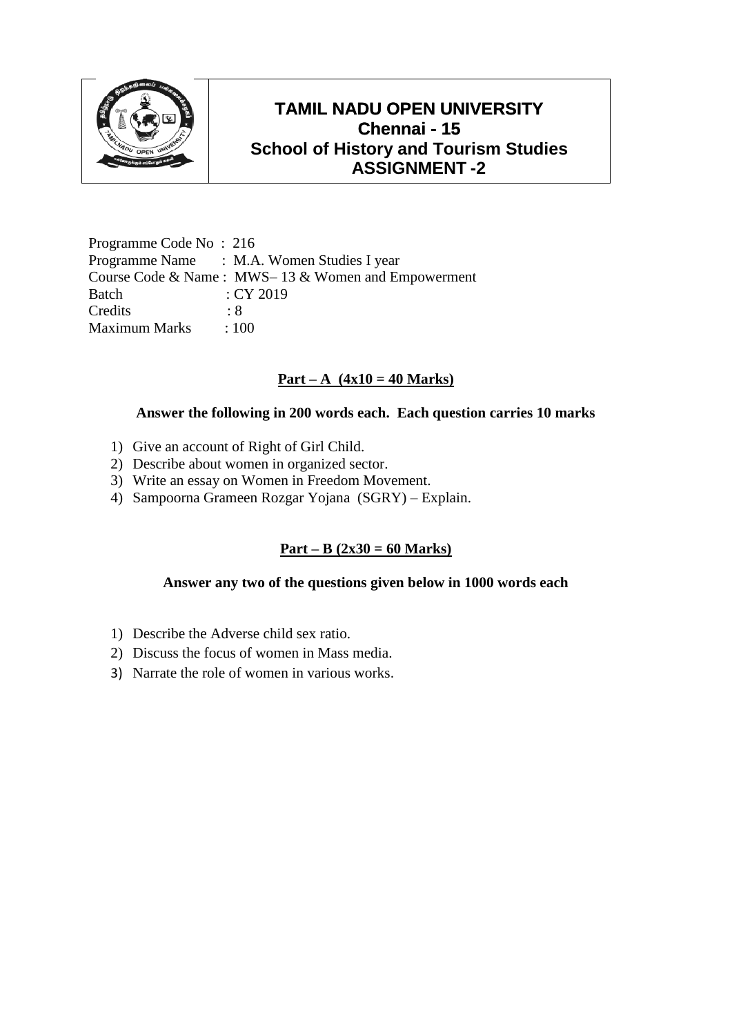# TAMIL NADU OPEN UNIVERSITY
## Chennai - 15
## School of History and Tourism Studies
## ASSIGNMENT -2

Programme Code No : 216
Programme Name : M.A. Women Studies I year
Course Code & Name : MWS– 13 & Women and Empowerment
Batch : CY 2019
Credits : 8
Maximum Marks : 100

### Part – A (4x10 = 40 Marks)

**Answer the following in 200 words each. Each question carries 10 marks**

1) Give an account of Right of Girl Child.
2) Describe about women in organized sector.
3) Write an essay on Women in Freedom Movement.
4) Sampoorna Grameen Rozgar Yojana (SGRY) – Explain.

### Part – B (2x30 = 60 Marks)

**Answer any two of the questions given below in 1000 words each**

1) Describe the Adverse child sex ratio.
2) Discuss the focus of women in Mass media.
3) Narrate the role of women in various works.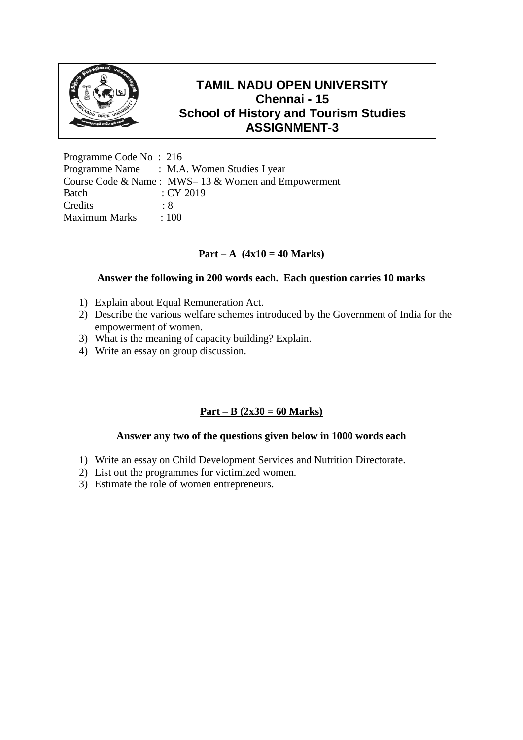# TAMIL NADU OPEN UNIVERSITY
## Chennai - 15
## School of History and Tourism Studies
## ASSIGNMENT-3

Programme Code No : 216
Programme Name : M.A. Women Studies I year
Course Code & Name : MWS– 13 & Women and Empowerment
Batch : CY 2019
Credits : 8
Maximum Marks : 100

**Part – A (4x10 = 40 Marks)**

**Answer the following in 200 words each. Each question carries 10 marks**

1) Explain about Equal Remuneration Act.
2) Describe the various welfare schemes introduced by the Government of India for the empowerment of women.
3) What is the meaning of capacity building? Explain.
4) Write an essay on group discussion.

**Part – B (2x30 = 60 Marks)**

**Answer any two of the questions given below in 1000 words each**

1) Write an essay on Child Development Services and Nutrition Directorate.
2) List out the programmes for victimized women.
3) Estimate the role of women entrepreneurs.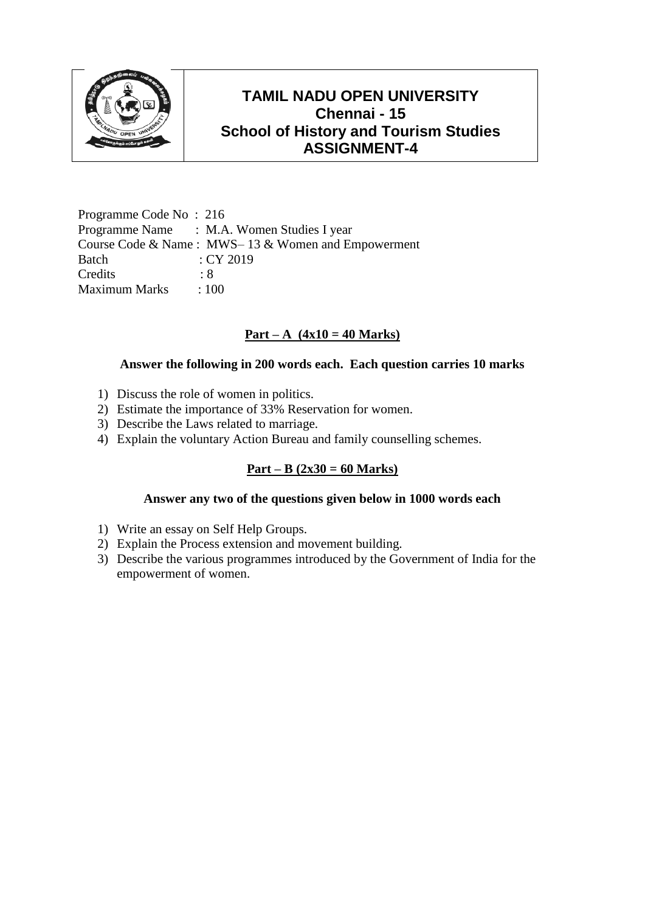# TAMIL NADU OPEN UNIVERSITY
## Chennai - 15
## School of History and Tourism Studies
## ASSIGNMENT-4

Programme Code No : 216
Programme Name : M.A. Women Studies I year
Course Code & Name : MWS– 13 & Women and Empowerment
Batch : CY 2019
Credits : 8
Maximum Marks : 100

### Part – A (4x10 = 40 Marks)

**Answer the following in 200 words each. Each question carries 10 marks**

1) Discuss the role of women in politics.
2) Estimate the importance of 33% Reservation for women.
3) Describe the Laws related to marriage.
4) Explain the voluntary Action Bureau and family counselling schemes.

### Part – B (2x30 = 60 Marks)

**Answer any two of the questions given below in 1000 words each**

1) Write an essay on Self Help Groups.
2) Explain the Process extension and movement building.
3) Describe the various programmes introduced by the Government of India for the empowerment of women.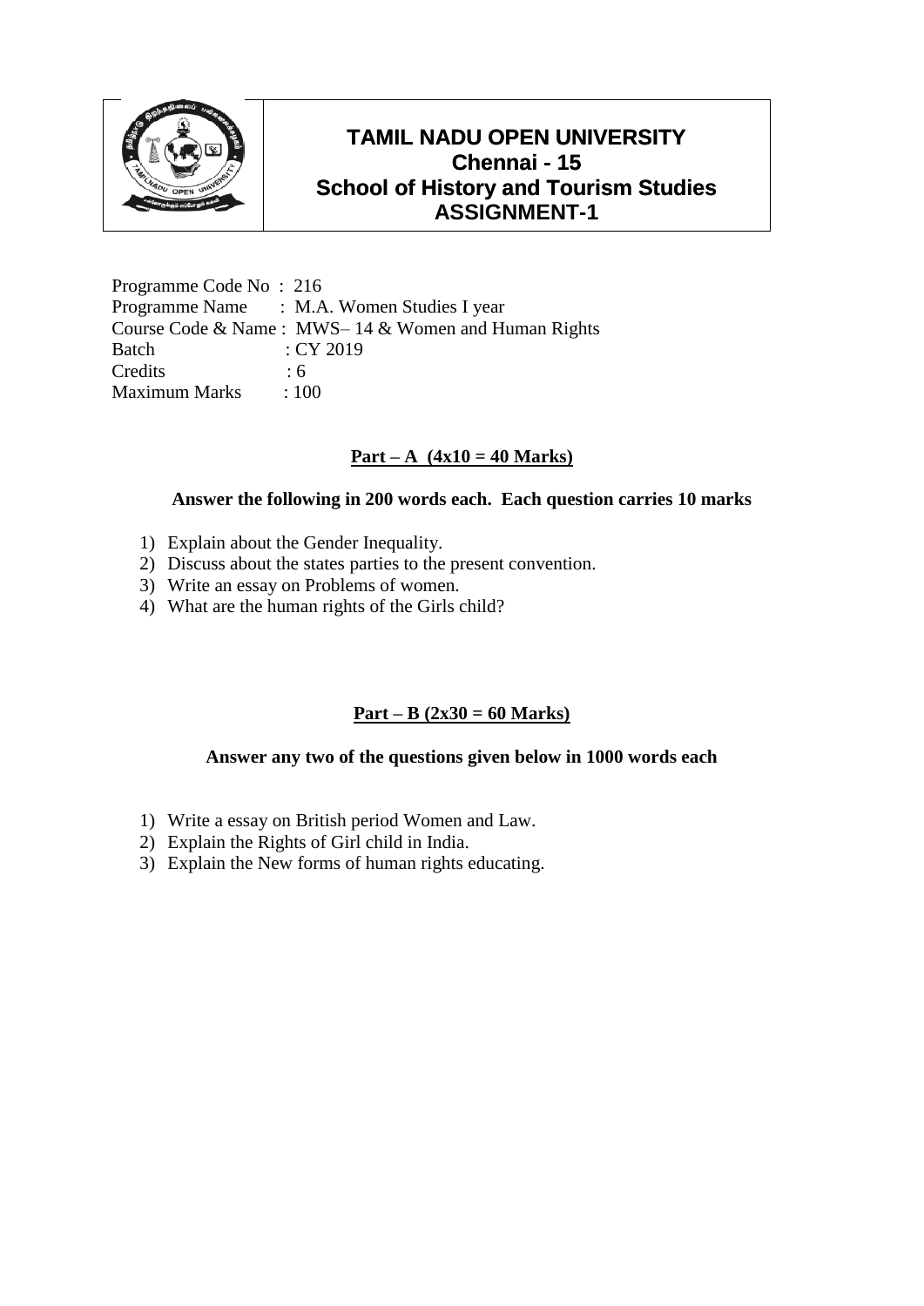# TAMIL NADU OPEN UNIVERSITY
## Chennai - 15
## School of History and Tourism Studies
## ASSIGNMENT-1

Programme Code No : 216
Programme Name : M.A. Women Studies I year
Course Code & Name : MWS– 14 & Women and Human Rights
Batch : CY 2019
Credits : 6
Maximum Marks : 100

**Part – A (4x10 = 40 Marks)**

**Answer the following in 200 words each. Each question carries 10 marks**

1) Explain about the Gender Inequality.
2) Discuss about the states parties to the present convention.
3) Write an essay on Problems of women.
4) What are the human rights of the Girls child?

**Part – B (2x30 = 60 Marks)**

**Answer any two of the questions given below in 1000 words each**

1) Write a essay on British period Women and Law.
2) Explain the Rights of Girl child in India.
3) Explain the New forms of human rights educating.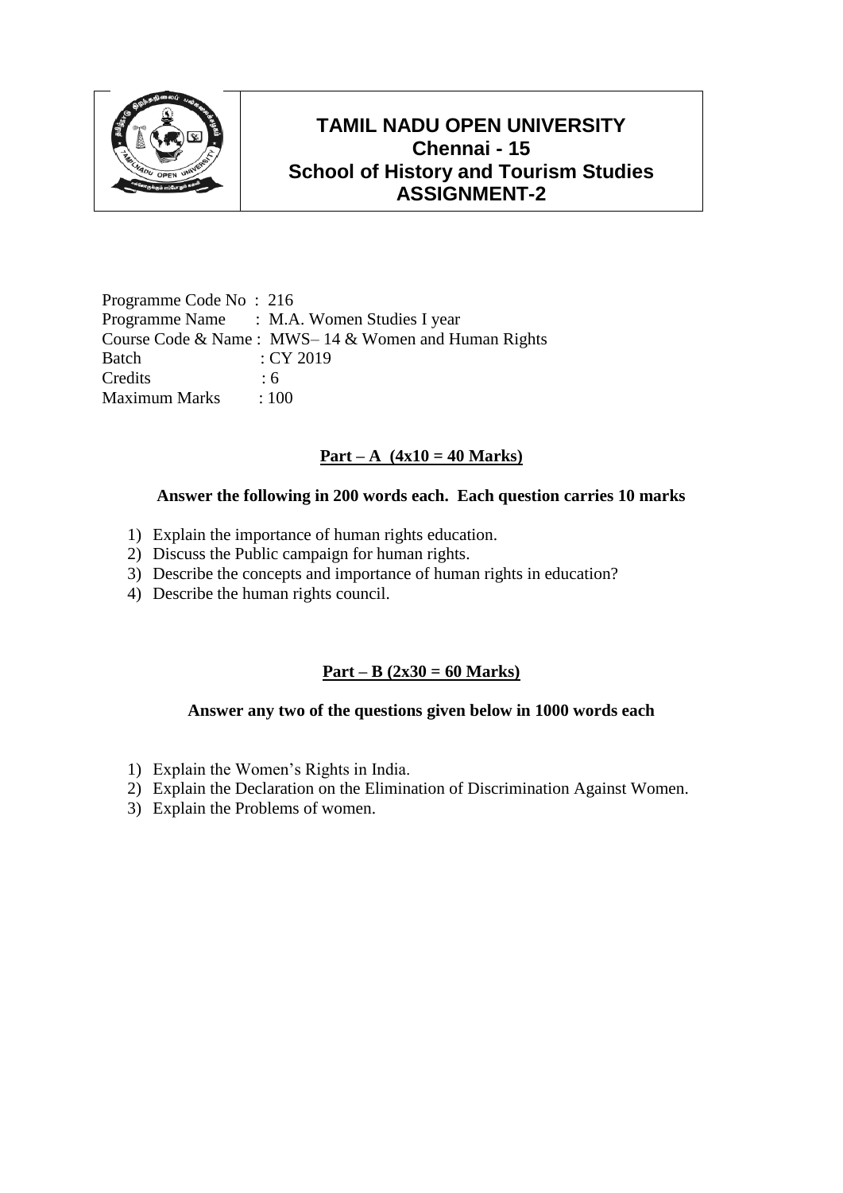# TAMIL NADU OPEN UNIVERSITY
## Chennai - 15
## School of History and Tourism Studies
## ASSIGNMENT-2

Programme Code No : 216
Programme Name : M.A. Women Studies I year
Course Code & Name : MWS– 14 & Women and Human Rights
Batch : CY 2019
Credits : 6
Maximum Marks : 100

### Part – A (4x10 = 40 Marks)

**Answer the following in 200 words each. Each question carries 10 marks**

1) Explain the importance of human rights education.
2) Discuss the Public campaign for human rights.
3) Describe the concepts and importance of human rights in education?
4) Describe the human rights council.

### Part – B (2x30 = 60 Marks)

**Answer any two of the questions given below in 1000 words each**

1) Explain the Women's Rights in India.
2) Explain the Declaration on the Elimination of Discrimination Against Women.
3) Explain the Problems of women.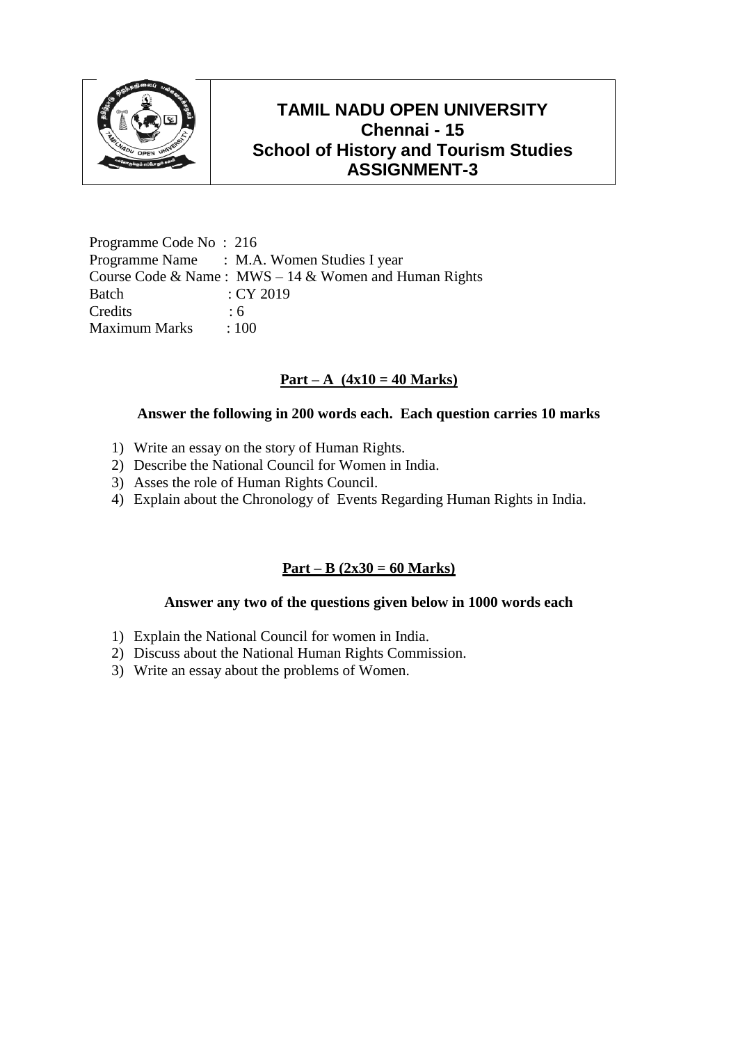# TAMIL NADU OPEN UNIVERSITY
## Chennai - 15
## School of History and Tourism Studies
## ASSIGNMENT-3

Programme Code No : 216
Programme Name : M.A. Women Studies I year
Course Code & Name : MWS – 14 & Women and Human Rights
Batch : CY 2019
Credits : 6
Maximum Marks : 100

### Part – A (4x10 = 40 Marks)

**Answer the following in 200 words each. Each question carries 10 marks**

1) Write an essay on the story of Human Rights.
2) Describe the National Council for Women in India.
3) Asses the role of Human Rights Council.
4) Explain about the Chronology of Events Regarding Human Rights in India.

### Part – B (2x30 = 60 Marks)

**Answer any two of the questions given below in 1000 words each**

1) Explain the National Council for women in India.
2) Discuss about the National Human Rights Commission.
3) Write an essay about the problems of Women.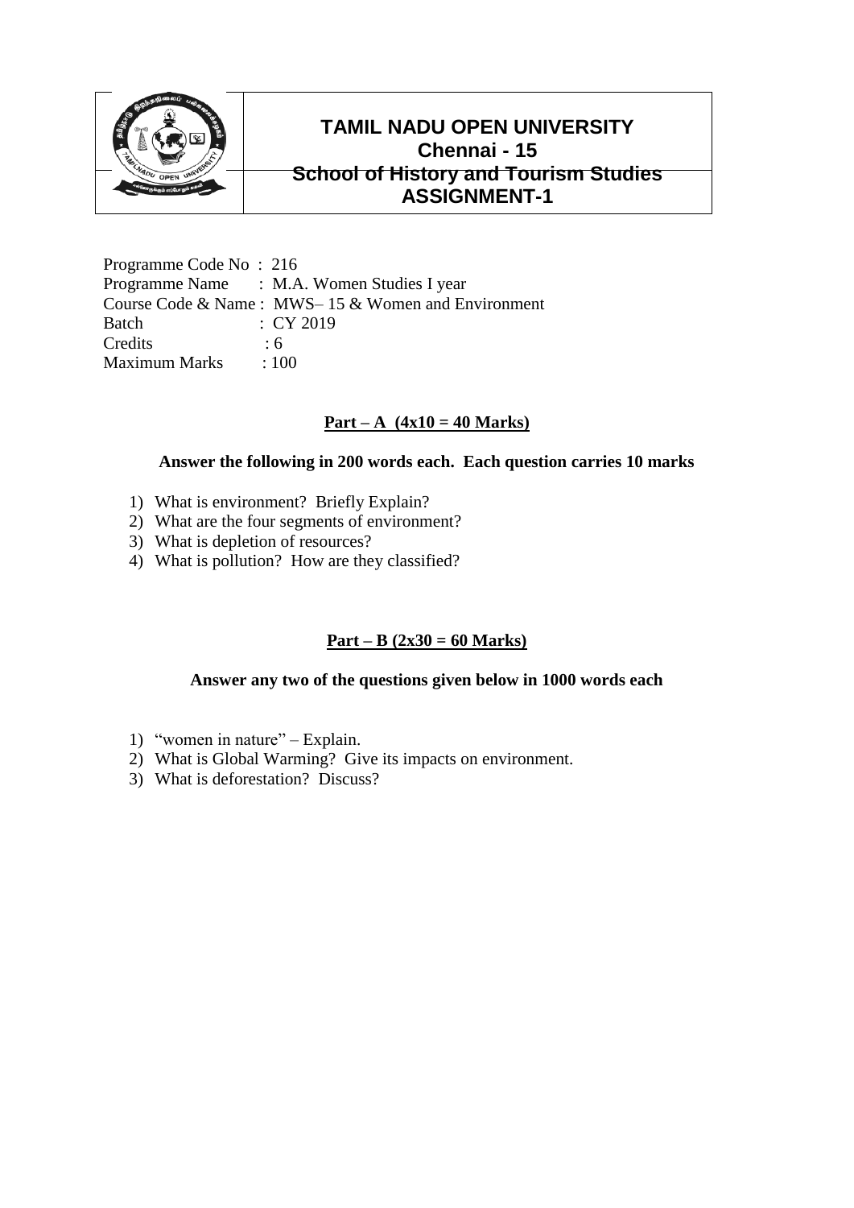# TAMIL NADU OPEN UNIVERSITY

## Chennai - 15

## School of History and Tourism Studies

## ASSIGNMENT-1

Programme Code No : 216
Programme Name : M.A. Women Studies I year
Course Code & Name : MWS– 15 & Women and Environment
Batch : CY 2019
Credits : 6
Maximum Marks : 100

**Part – A (4x10 = 40 Marks)**

**Answer the following in 200 words each. Each question carries 10 marks**

1) What is environment? Briefly Explain?
2) What are the four segments of environment?
3) What is depletion of resources?
4) What is pollution? How are they classified?

**Part – B (2x30 = 60 Marks)**

**Answer any two of the questions given below in 1000 words each**

1) "women in nature" – Explain.
2) What is Global Warming? Give its impacts on environment.
3) What is deforestation? Discuss?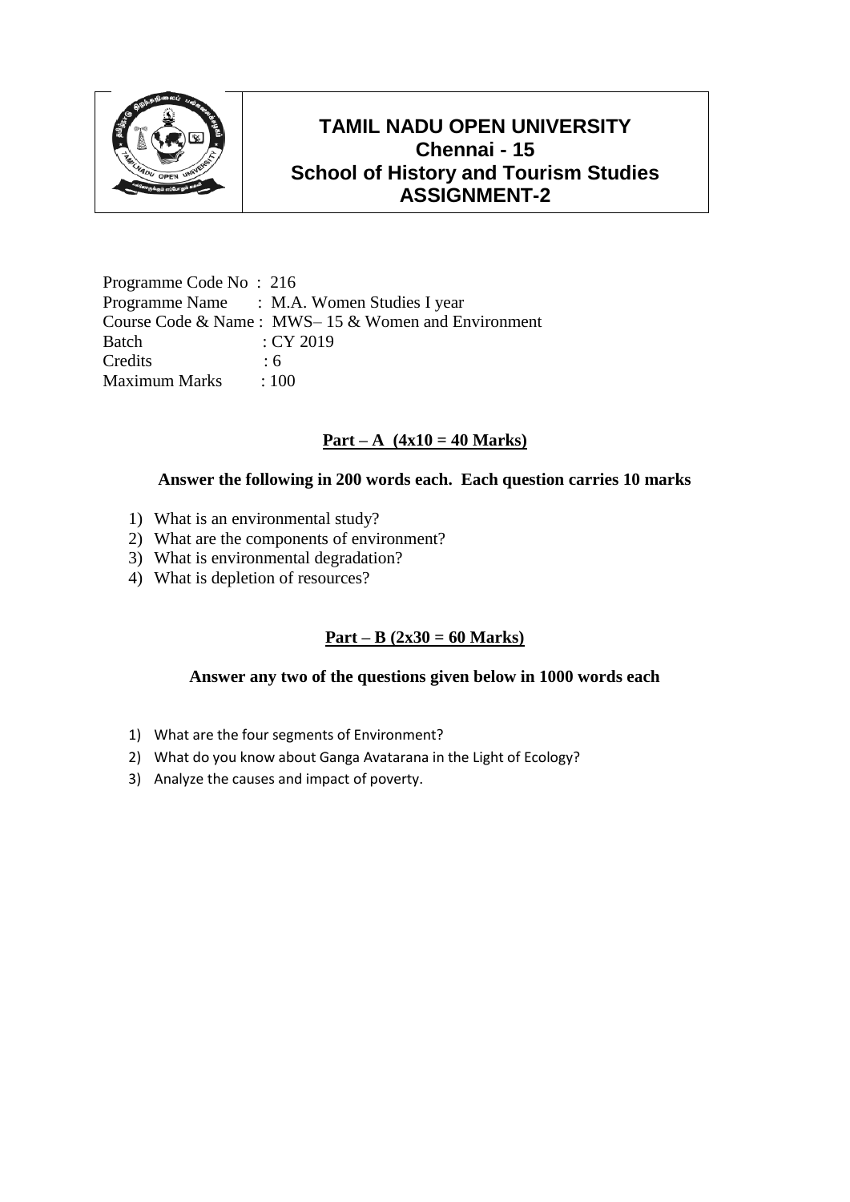# TAMIL NADU OPEN UNIVERSITY
## Chennai - 15
## School of History and Tourism Studies
## ASSIGNMENT-2

Programme Code No : 216
Programme Name : M.A. Women Studies I year
Course Code & Name : MWS– 15 & Women and Environment
Batch : CY 2019
Credits : 6
Maximum Marks : 100

**Part – A (4x10 = 40 Marks)**

**Answer the following in 200 words each. Each question carries 10 marks**

1) What is an environmental study?
2) What are the components of environment?
3) What is environmental degradation?
4) What is depletion of resources?

**Part – B (2x30 = 60 Marks)**

**Answer any two of the questions given below in 1000 words each**

1) What are the four segments of Environment?
2) What do you know about Ganga Avatarana in the Light of Ecology?
3) Analyze the causes and impact of poverty.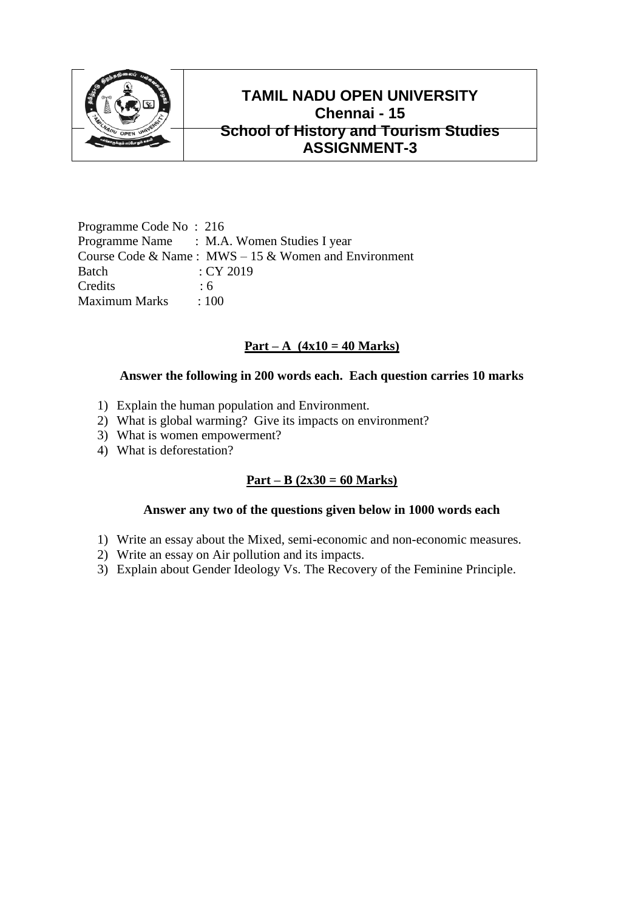# TAMIL NADU OPEN UNIVERSITY
## Chennai - 15
## School of History and Tourism Studies
## ASSIGNMENT-3

Programme Code No : 216
Programme Name : M.A. Women Studies I year
Course Code & Name : MWS – 15 & Women and Environment
Batch : CY 2019
Credits : 6
Maximum Marks : 100

**Part – A (4x10 = 40 Marks)**

**Answer the following in 200 words each. Each question carries 10 marks**

1) Explain the human population and Environment.
2) What is global warming? Give its impacts on environment?
3) What is women empowerment?
4) What is deforestation?

**Part – B (2x30 = 60 Marks)**

**Answer any two of the questions given below in 1000 words each**

1) Write an essay about the Mixed, semi-economic and non-economic measures.
2) Write an essay on Air pollution and its impacts.
3) Explain about Gender Ideology Vs. The Recovery of the Feminine Principle.